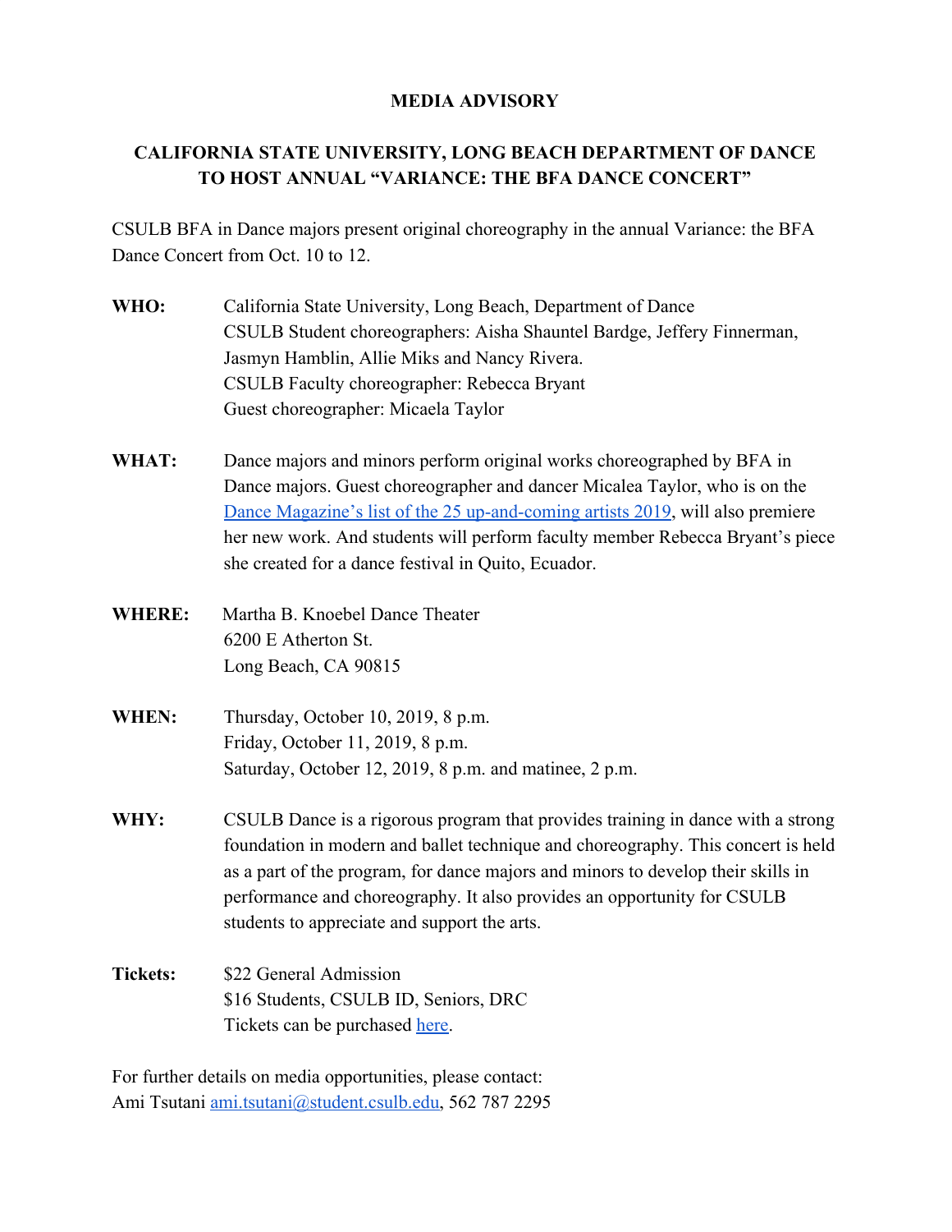**MEDIA ADVISORY**

**CALIFORNIA STATE UNIVERSITY, LONG BEACH DEPARTMENT OF DANCE TO HOST ANNUAL "VARIANCE: THE BFA DANCE CONCERT"**

CSULB BFA in Dance majors present original choreography in the annual Variance: the BFA Dance Concert from Oct. 10 to 12.

**WHO:** California State University, Long Beach, Department of Dance
CSULB Student choreographers: Aisha Shauntel Bardge, Jeffery Finnerman, Jasmyn Hamblin, Allie Miks and Nancy Rivera.
CSULB Faculty choreographer: Rebecca Bryant
Guest choreographer: Micaela Taylor

**WHAT:** Dance majors and minors perform original works choreographed by BFA in Dance majors. Guest choreographer and dancer Micalea Taylor, who is on the Dance Magazine's list of the 25 up-and-coming artists 2019, will also premiere her new work. And students will perform faculty member Rebecca Bryant's piece she created for a dance festival in Quito, Ecuador.

**WHERE:** Martha B. Knoebel Dance Theater
6200 E Atherton St.
Long Beach, CA 90815

**WHEN:** Thursday, October 10, 2019, 8 p.m.
Friday, October 11, 2019, 8 p.m.
Saturday, October 12, 2019, 8 p.m. and matinee, 2 p.m.

**WHY:** CSULB Dance is a rigorous program that provides training in dance with a strong foundation in modern and ballet technique and choreography. This concert is held as a part of the program, for dance majors and minors to develop their skills in performance and choreography. It also provides an opportunity for CSULB students to appreciate and support the arts.

**Tickets:** $22 General Admission
$16 Students, CSULB ID, Seniors, DRC
Tickets can be purchased here.

For further details on media opportunities, please contact:
Ami Tsutani ami.tsutani@student.csulb.edu, 562 787 2295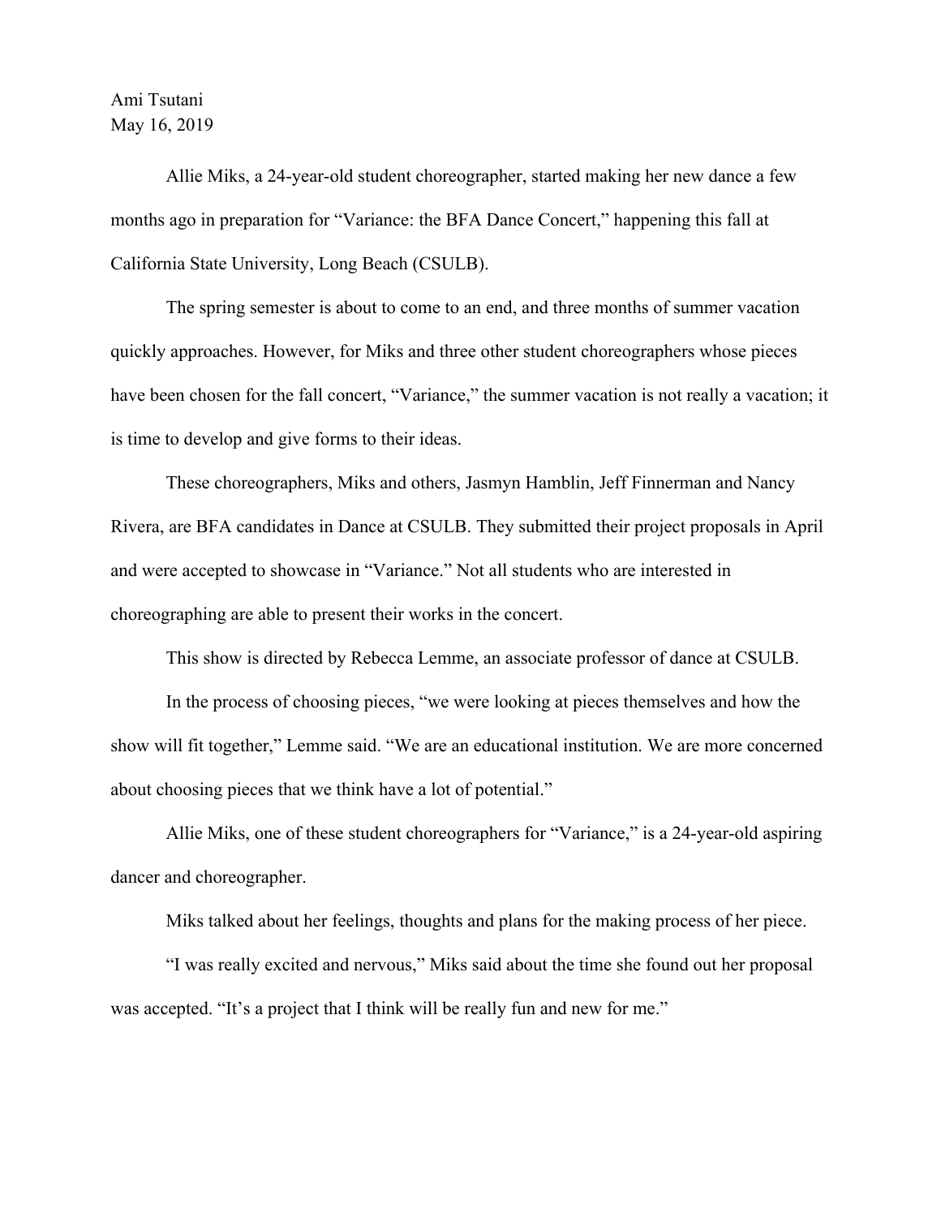Ami Tsutani
May 16, 2019

Allie Miks, a 24-year-old student choreographer, started making her new dance a few months ago in preparation for "Variance: the BFA Dance Concert," happening this fall at California State University, Long Beach (CSULB).

The spring semester is about to come to an end, and three months of summer vacation quickly approaches. However, for Miks and three other student choreographers whose pieces have been chosen for the fall concert, "Variance," the summer vacation is not really a vacation; it is time to develop and give forms to their ideas.

These choreographers, Miks and others, Jasmyn Hamblin, Jeff Finnerman and Nancy Rivera, are BFA candidates in Dance at CSULB. They submitted their project proposals in April and were accepted to showcase in "Variance." Not all students who are interested in choreographing are able to present their works in the concert.

This show is directed by Rebecca Lemme, an associate professor of dance at CSULB.

In the process of choosing pieces, "we were looking at pieces themselves and how the show will fit together," Lemme said. "We are an educational institution. We are more concerned about choosing pieces that we think have a lot of potential."

Allie Miks, one of these student choreographers for "Variance," is a 24-year-old aspiring dancer and choreographer.

Miks talked about her feelings, thoughts and plans for the making process of her piece.

"I was really excited and nervous," Miks said about the time she found out her proposal was accepted. "It's a project that I think will be really fun and new for me."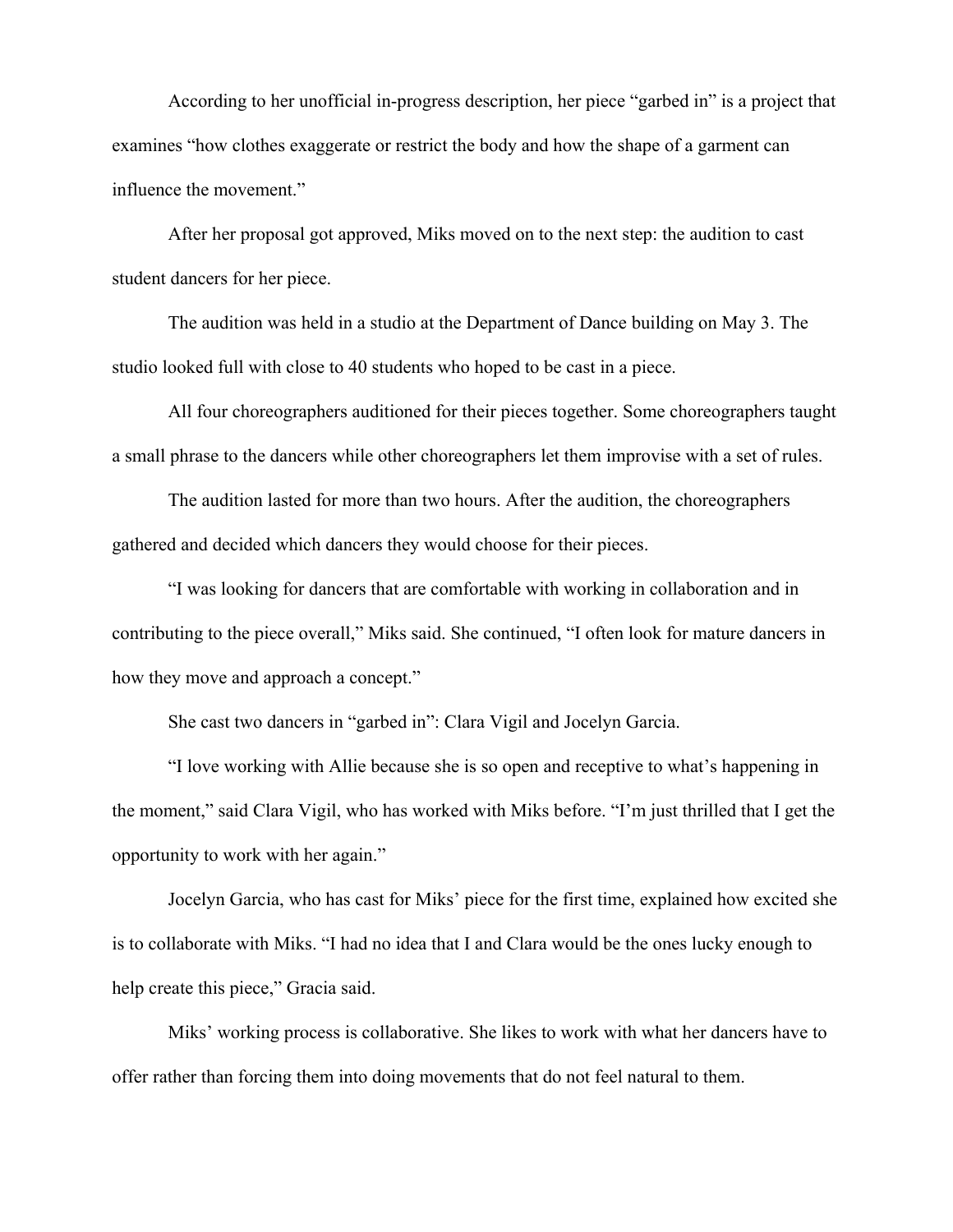According to her unofficial in-progress description, her piece "garbed in" is a project that examines "how clothes exaggerate or restrict the body and how the shape of a garment can influence the movement."

After her proposal got approved, Miks moved on to the next step: the audition to cast student dancers for her piece.

The audition was held in a studio at the Department of Dance building on May 3. The studio looked full with close to 40 students who hoped to be cast in a piece.

All four choreographers auditioned for their pieces together. Some choreographers taught a small phrase to the dancers while other choreographers let them improvise with a set of rules.

The audition lasted for more than two hours. After the audition, the choreographers gathered and decided which dancers they would choose for their pieces.

"I was looking for dancers that are comfortable with working in collaboration and in contributing to the piece overall," Miks said. She continued, "I often look for mature dancers in how they move and approach a concept."

She cast two dancers in "garbed in": Clara Vigil and Jocelyn Garcia.

"I love working with Allie because she is so open and receptive to what's happening in the moment," said Clara Vigil, who has worked with Miks before. "I'm just thrilled that I get the opportunity to work with her again."

Jocelyn Garcia, who has cast for Miks' piece for the first time, explained how excited she is to collaborate with Miks. "I had no idea that I and Clara would be the ones lucky enough to help create this piece," Gracia said.

Miks' working process is collaborative. She likes to work with what her dancers have to offer rather than forcing them into doing movements that do not feel natural to them.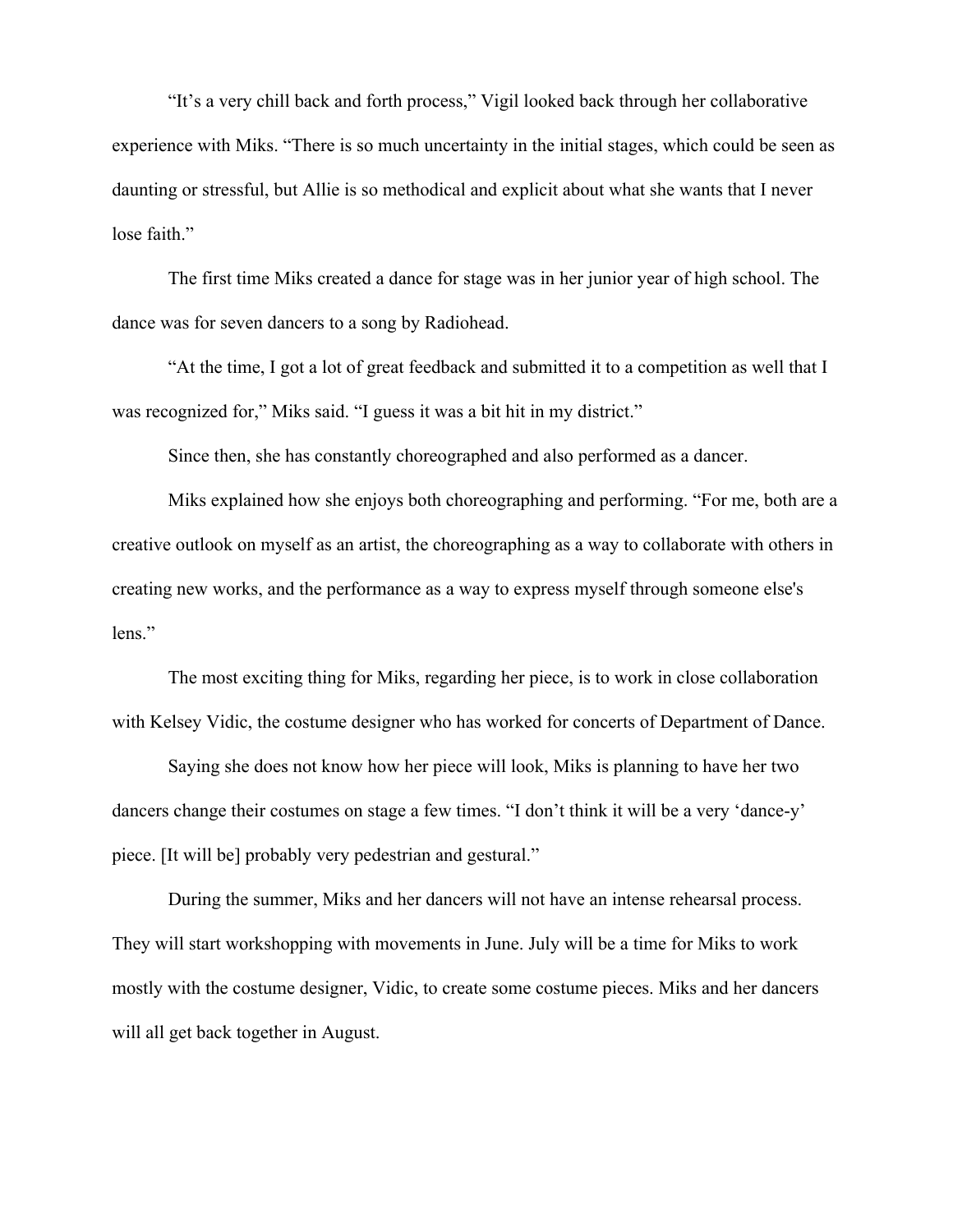"It's a very chill back and forth process," Vigil looked back through her collaborative experience with Miks. "There is so much uncertainty in the initial stages, which could be seen as daunting or stressful, but Allie is so methodical and explicit about what she wants that I never lose faith."

The first time Miks created a dance for stage was in her junior year of high school. The dance was for seven dancers to a song by Radiohead.

"At the time, I got a lot of great feedback and submitted it to a competition as well that I was recognized for," Miks said. "I guess it was a bit hit in my district."

Since then, she has constantly choreographed and also performed as a dancer.

Miks explained how she enjoys both choreographing and performing. "For me, both are a creative outlook on myself as an artist, the choreographing as a way to collaborate with others in creating new works, and the performance as a way to express myself through someone else's lens."

The most exciting thing for Miks, regarding her piece, is to work in close collaboration with Kelsey Vidic, the costume designer who has worked for concerts of Department of Dance.

Saying she does not know how her piece will look, Miks is planning to have her two dancers change their costumes on stage a few times. "I don't think it will be a very 'dance-y' piece. [It will be] probably very pedestrian and gestural."

During the summer, Miks and her dancers will not have an intense rehearsal process. They will start workshopping with movements in June. July will be a time for Miks to work mostly with the costume designer, Vidic, to create some costume pieces. Miks and her dancers will all get back together in August.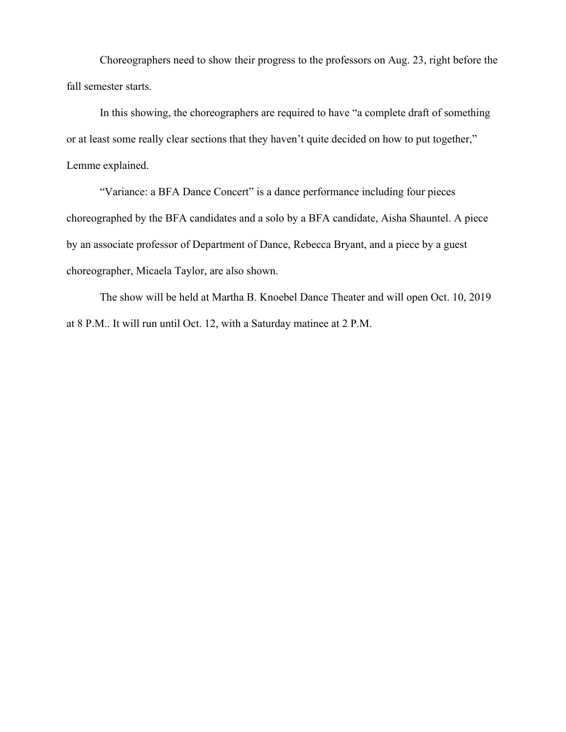Choreographers need to show their progress to the professors on Aug. 23, right before the fall semester starts.

In this showing, the choreographers are required to have "a complete draft of something or at least some really clear sections that they haven't quite decided on how to put together," Lemme explained.

"Variance: a BFA Dance Concert" is a dance performance including four pieces choreographed by the BFA candidates and a solo by a BFA candidate, Aisha Shauntel. A piece by an associate professor of Department of Dance, Rebecca Bryant, and a piece by a guest choreographer, Micaela Taylor, are also shown.

The show will be held at Martha B. Knoebel Dance Theater and will open Oct. 10, 2019 at 8 P.M.. It will run until Oct. 12, with a Saturday matinee at 2 P.M.